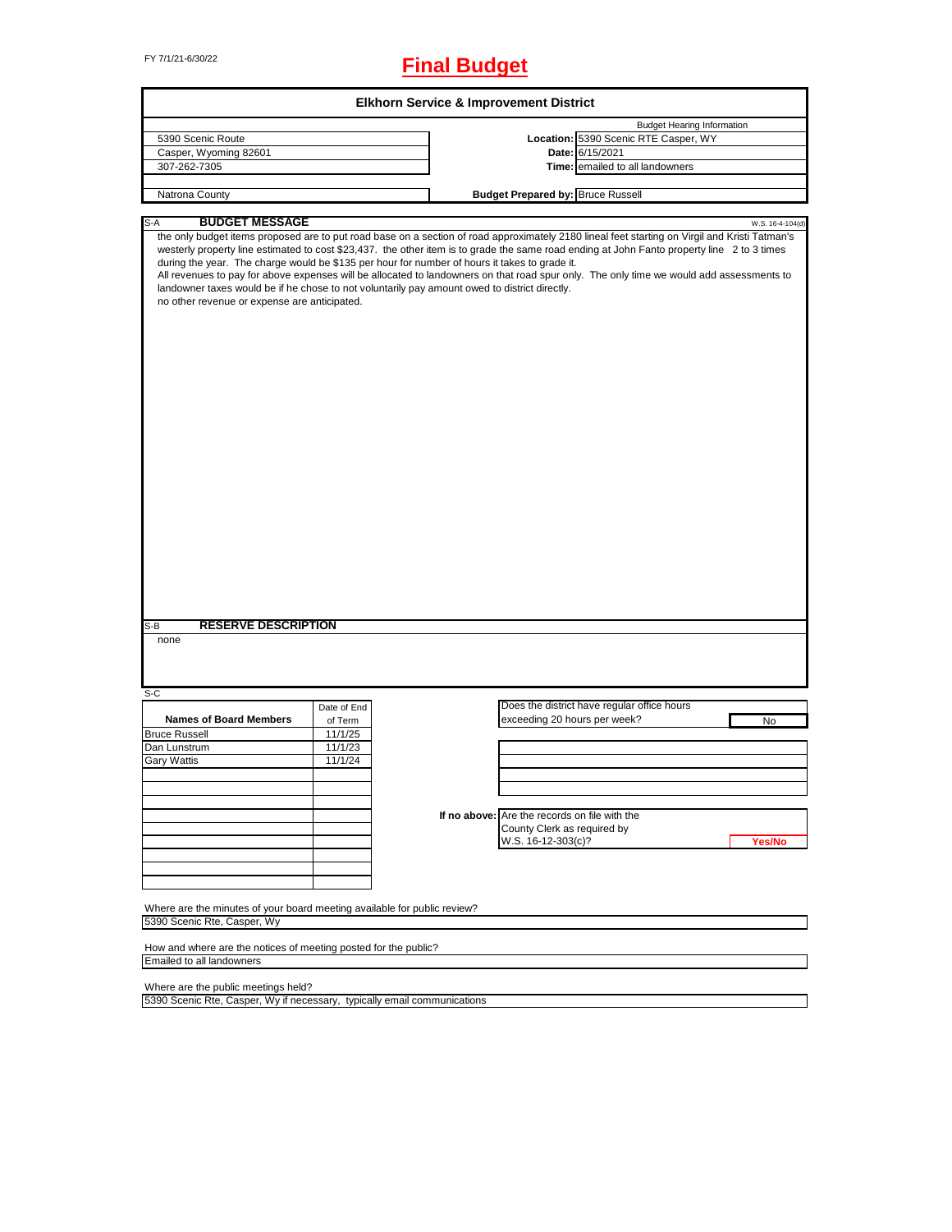FY 7/1/21-6/30/22

# Final Budget

## Elkhorn Service & Improvement District

| | | |
|---|---|---|
| 5390 Scenic Route | | Budget Hearing Information |
| Casper, Wyoming 82601 | **Location:** | 5390 Scenic RTE Casper, WY |
| 307-262-7305 | **Date:** | 6/15/2021 |
| | **Time:** | emailed to all landowners |
| Natrona County | **Budget Prepared by:** | Bruce Russell |

### S-A BUDGET MESSAGE

W.S. 16-4-104(d)

the only budget items proposed are to put road base on a section of road approximately 2180 lineal feet starting on Virgil and Kristi Tatman's westerly property line estimated to cost $23,437. the other item is to grade the same road ending at John Fanto property line 2 to 3 times during the year. The charge would be $135 per hour for number of hours it takes to grade it.

All revenues to pay for above expenses will be allocated to landowners on that road spur only. The only time we would add assessments to landowner taxes would be if he chose to not voluntarily pay amount owed to district directly.

no other revenue or expense are anticipated.

### S-B RESERVE DESCRIPTION

none

### S-C

| Names of Board Members | Date of End of Term |
|---|---|
| Bruce Russell | 11/1/25 |
| Dan Lunstrum | 11/1/23 |
| Gary Wattis | 11/1/24 |

Does the district have regular office hours exceeding 20 hours per week? **No**

If no above: Are the records on file with the County Clerk as required by W.S. 16-12-303(c)? **Yes/No**

Where are the minutes of your board meeting available for public review?
5390 Scenic Rte, Casper, Wy

How and where are the notices of meeting posted for the public?
Emailed to all landowners

Where are the public meetings held?
5390 Scenic Rte, Casper, Wy if necessary, typically email communications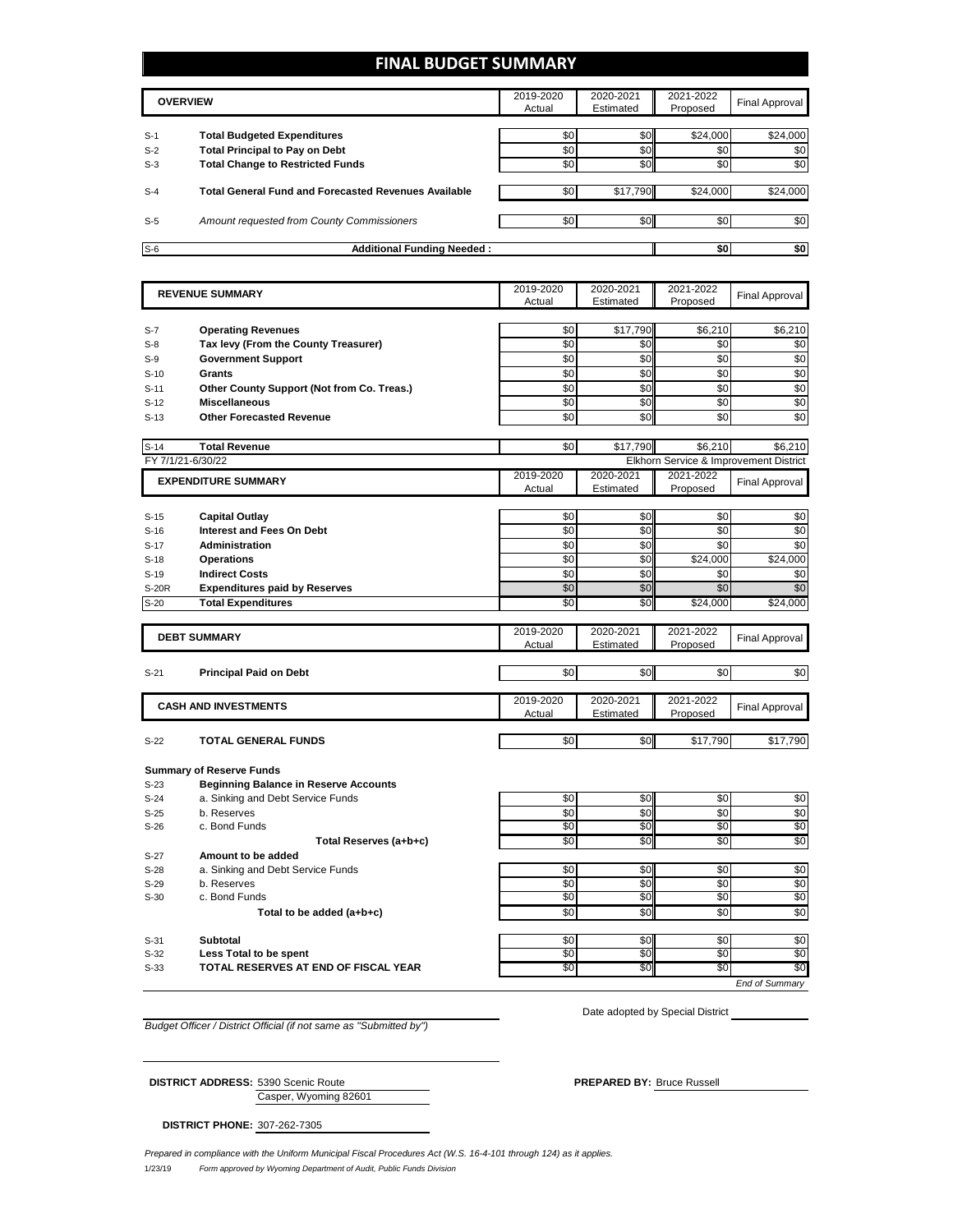# FINAL BUDGET SUMMARY

| | OVERVIEW | 2019-2020 Actual | 2020-2021 Estimated | 2021-2022 Proposed | Final Approval |
|---|---|---|---|---|---|
| S-1 | **Total Budgeted Expenditures** | $0 | $0 | $24,000 | $24,000 |
| S-2 | **Total Principal to Pay on Debt** | $0 | $0 | $0 | $0 |
| S-3 | **Total Change to Restricted Funds** | $0 | $0 | $0 | $0 |
| S-4 | **Total General Fund and Forecasted Revenues Available** | $0 | $17,790 | $24,000 | $24,000 |
| S-5 | *Amount requested from County Commissioners* | $0 | $0 | $0 | $0 |
| S-6 | **Additional Funding Needed :** | | | **$0** | **$0** |

| | REVENUE SUMMARY | 2019-2020 Actual | 2020-2021 Estimated | 2021-2022 Proposed | Final Approval |
|---|---|---|---|---|---|
| S-7 | **Operating Revenues** | $0 | $17,790 | $6,210 | $6,210 |
| S-8 | **Tax levy (From the County Treasurer)** | $0 | $0 | $0 | $0 |
| S-9 | **Government Support** | $0 | $0 | $0 | $0 |
| S-10 | **Grants** | $0 | $0 | $0 | $0 |
| S-11 | **Other County Support (Not from Co. Treas.)** | $0 | $0 | $0 | $0 |
| S-12 | **Miscellaneous** | $0 | $0 | $0 | $0 |
| S-13 | **Other Forecasted Revenue** | $0 | $0 | $0 | $0 |
| S-14 | **Total Revenue** | $0 | $17,790 | $6,210 | $6,210 |

FY 7/1/21-6/30/22 — Elkhorn Service & Improvement District

| | EXPENDITURE SUMMARY | 2019-2020 Actual | 2020-2021 Estimated | 2021-2022 Proposed | Final Approval |
|---|---|---|---|---|---|
| S-15 | **Capital Outlay** | $0 | $0 | $0 | $0 |
| S-16 | **Interest and Fees On Debt** | $0 | $0 | $0 | $0 |
| S-17 | **Administration** | $0 | $0 | $0 | $0 |
| S-18 | **Operations** | $0 | $0 | $24,000 | $24,000 |
| S-19 | **Indirect Costs** | $0 | $0 | $0 | $0 |
| S-20R | **Expenditures paid by Reserves** | $0 | $0 | $0 | $0 |
| S-20 | **Total Expenditures** | $0 | $0 | $24,000 | $24,000 |

| | DEBT SUMMARY | 2019-2020 Actual | 2020-2021 Estimated | 2021-2022 Proposed | Final Approval |
|---|---|---|---|---|---|
| S-21 | **Principal Paid on Debt** | $0 | $0 | $0 | $0 |

| | CASH AND INVESTMENTS | 2019-2020 Actual | 2020-2021 Estimated | 2021-2022 Proposed | Final Approval |
|---|---|---|---|---|---|
| S-22 | **TOTAL GENERAL FUNDS** | $0 | $0 | $17,790 | $17,790 |
| | **Summary of Reserve Funds** | | | | |
| S-23 | **Beginning Balance in Reserve Accounts** | | | | |
| S-24 | a. Sinking and Debt Service Funds | $0 | $0 | $0 | $0 |
| S-25 | b. Reserves | $0 | $0 | $0 | $0 |
| S-26 | c. Bond Funds | $0 | $0 | $0 | $0 |
| | **Total Reserves (a+b+c)** | $0 | $0 | $0 | $0 |
| S-27 | **Amount to be added** | | | | |
| S-28 | a. Sinking and Debt Service Funds | $0 | $0 | $0 | $0 |
| S-29 | b. Reserves | $0 | $0 | $0 | $0 |
| S-30 | c. Bond Funds | $0 | $0 | $0 | $0 |
| | **Total to be added (a+b+c)** | $0 | $0 | $0 | $0 |
| S-31 | **Subtotal** | $0 | $0 | $0 | $0 |
| S-32 | **Less Total to be spent** | $0 | $0 | $0 | $0 |
| S-33 | **TOTAL RESERVES AT END OF FISCAL YEAR** | $0 | $0 | $0 | $0 |

*End of Summary*

Date adopted by Special District

*Budget Officer / District Official (if not same as "Submitted by")*

**DISTRICT ADDRESS:** 5390 Scenic Route
Casper, Wyoming 82601

**PREPARED BY:** Bruce Russell

**DISTRICT PHONE:** 307-262-7305

*Prepared in compliance with the Uniform Municipal Fiscal Procedures Act (W.S. 16-4-101 through 124) as it applies.*

1/23/19 *Form approved by Wyoming Department of Audit, Public Funds Division*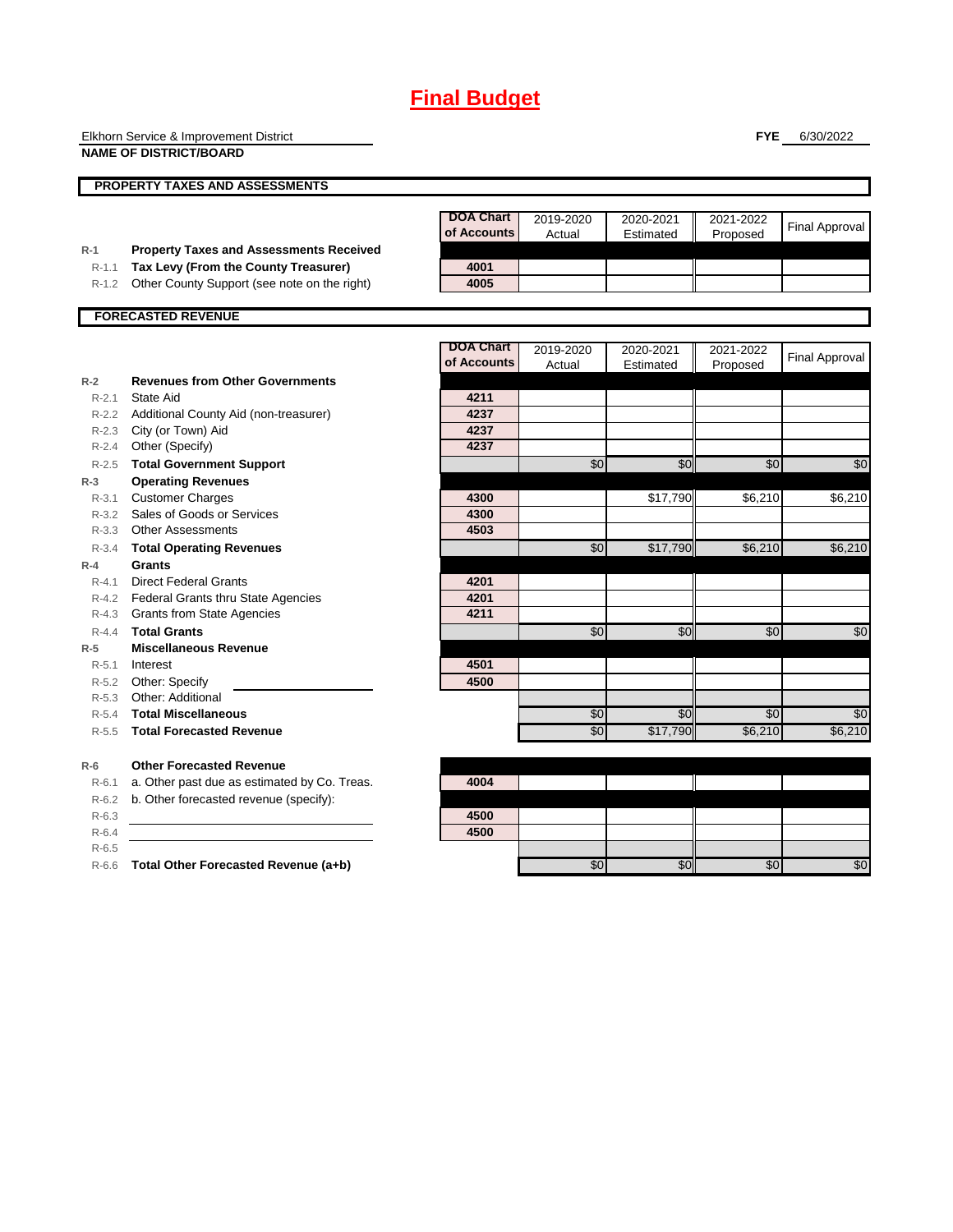# Final Budget

Elkhorn Service & Improvement District
**NAME OF DISTRICT/BOARD**

**FYE** 6/30/2022

## PROPERTY TAXES AND ASSESSMENTS

| | | DOA Chart of Accounts | 2019-2020 Actual | 2020-2021 Estimated | 2021-2022 Proposed | Final Approval |
|---|---|---|---|---|---|---|
| R-1 | **Property Taxes and Assessments Received** | | | | | |
| R-1.1 | **Tax Levy (From the County Treasurer)** | 4001 | | | | |
| R-1.2 | Other County Support (see note on the right) | 4005 | | | | |

## FORECASTED REVENUE

| | | DOA Chart of Accounts | 2019-2020 Actual | 2020-2021 Estimated | 2021-2022 Proposed | Final Approval |
|---|---|---|---|---|---|---|
| R-2 | **Revenues from Other Governments** | | | | | |
| R-2.1 | State Aid | 4211 | | | | |
| R-2.2 | Additional County Aid (non-treasurer) | 4237 | | | | |
| R-2.3 | City (or Town) Aid | 4237 | | | | |
| R-2.4 | Other (Specify) | 4237 | | | | |
| R-2.5 | **Total Government Support** | | $0 | $0 | $0 | $0 |
| R-3 | **Operating Revenues** | | | | | |
| R-3.1 | Customer Charges | 4300 | | $17,790 | $6,210 | $6,210 |
| R-3.2 | Sales of Goods or Services | 4300 | | | | |
| R-3.3 | Other Assessments | 4503 | | | | |
| R-3.4 | **Total Operating Revenues** | | $0 | $17,790 | $6,210 | $6,210 |
| R-4 | **Grants** | | | | | |
| R-4.1 | Direct Federal Grants | 4201 | | | | |
| R-4.2 | Federal Grants thru State Agencies | 4201 | | | | |
| R-4.3 | Grants from State Agencies | 4211 | | | | |
| R-4.4 | **Total Grants** | | $0 | $0 | $0 | $0 |
| R-5 | **Miscellaneous Revenue** | | | | | |
| R-5.1 | Interest | 4501 | | | | |
| R-5.2 | Other: Specify | 4500 | | | | |
| R-5.3 | Other: Additional | | | | | |
| R-5.4 | **Total Miscellaneous** | | $0 | $0 | $0 | $0 |
| R-5.5 | **Total Forecasted Revenue** | | $0 | $17,790 | $6,210 | $6,210 |
| R-6 | **Other Forecasted Revenue** | | | | | |
| R-6.1 | a. Other past due as estimated by Co. Treas. | 4004 | | | | |
| R-6.2 | b. Other forecasted revenue (specify): | | | | | |
| R-6.3 | | 4500 | | | | |
| R-6.4 | | 4500 | | | | |
| R-6.5 | | | | | | |
| R-6.6 | **Total Other Forecasted Revenue (a+b)** | | $0 | $0 | $0 | $0 |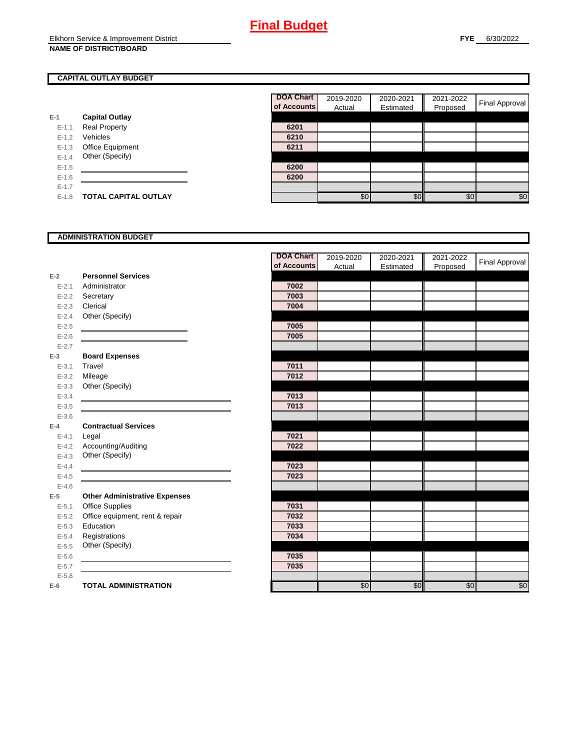# Final Budget

Elkhorn Service & Improvement District
**NAME OF DISTRICT/BOARD**

**FYE** 6/30/2022

## CAPITAL OUTLAY BUDGET

| | | DOA Chart of Accounts | 2019-2020 Actual | 2020-2021 Estimated | 2021-2022 Proposed | Final Approval |
|---|---|---|---|---|---|---|
| **E-1** | **Capital Outlay** | | | | | |
| E-1.1 | Real Property | 6201 | | | | |
| E-1.2 | Vehicles | 6210 | | | | |
| E-1.3 | Office Equipment | 6211 | | | | |
| E-1.4 | Other (Specify) | | | | | |
| E-1.5 | | 6200 | | | | |
| E-1.6 | | 6200 | | | | |
| E-1.7 | | | | | | |
| E-1.8 | **TOTAL CAPITAL OUTLAY** | | $0 | $0 | $0 | $0 |

## ADMINISTRATION BUDGET

| | | DOA Chart of Accounts | 2019-2020 Actual | 2020-2021 Estimated | 2021-2022 Proposed | Final Approval |
|---|---|---|---|---|---|---|
| **E-2** | **Personnel Services** | | | | | |
| E-2.1 | Administrator | 7002 | | | | |
| E-2.2 | Secretary | 7003 | | | | |
| E-2.3 | Clerical | 7004 | | | | |
| E-2.4 | Other (Specify) | | | | | |
| E-2.5 | | 7005 | | | | |
| E-2.6 | | 7005 | | | | |
| E-2.7 | | | | | | |
| **E-3** | **Board Expenses** | | | | | |
| E-3.1 | Travel | 7011 | | | | |
| E-3.2 | Mileage | 7012 | | | | |
| E-3.3 | Other (Specify) | | | | | |
| E-3.4 | | 7013 | | | | |
| E-3.5 | | 7013 | | | | |
| E-3.6 | | | | | | |
| **E-4** | **Contractual Services** | | | | | |
| E-4.1 | Legal | 7021 | | | | |
| E-4.2 | Accounting/Auditing | 7022 | | | | |
| E-4.3 | Other (Specify) | | | | | |
| E-4.4 | | 7023 | | | | |
| E-4.5 | | 7023 | | | | |
| E-4.6 | | | | | | |
| **E-5** | **Other Administrative Expenses** | | | | | |
| E-5.1 | Office Supplies | 7031 | | | | |
| E-5.2 | Office equipment, rent & repair | 7032 | | | | |
| E-5.3 | Education | 7033 | | | | |
| E-5.4 | Registrations | 7034 | | | | |
| E-5.5 | Other (Specify) | | | | | |
| E-5.6 | | 7035 | | | | |
| E-5.7 | | 7035 | | | | |
| E-5.8 | | | | | | |
| **E-6** | **TOTAL ADMINISTRATION** | | $0 | $0 | $0 | $0 |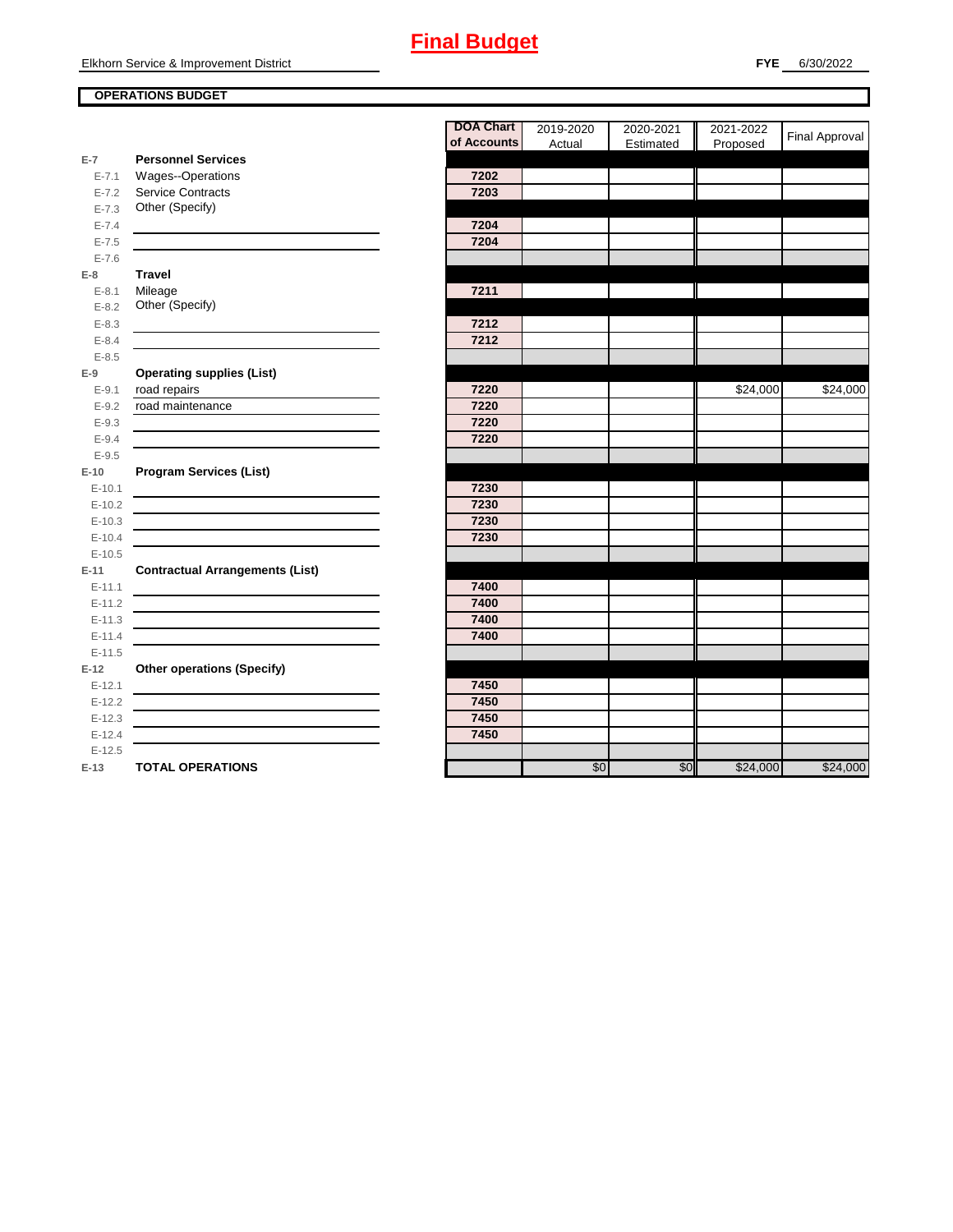# Final Budget

Elkhorn Service & Improvement District

**FYE** 6/30/2022

**OPERATIONS BUDGET**

| | | DOA Chart of Accounts | 2019-2020 Actual | 2020-2021 Estimated | 2021-2022 Proposed | Final Approval |
|---|---|---|---|---|---|---|
| **E-7** | **Personnel Services** | | | | | |
| E-7.1 | Wages--Operations | 7202 | | | | |
| E-7.2 | Service Contracts | 7203 | | | | |
| E-7.3 | Other (Specify) | | | | | |
| E-7.4 | | 7204 | | | | |
| E-7.5 | | 7204 | | | | |
| E-7.6 | | | | | | |
| **E-8** | **Travel** | | | | | |
| E-8.1 | Mileage | 7211 | | | | |
| E-8.2 | Other (Specify) | | | | | |
| E-8.3 | | 7212 | | | | |
| E-8.4 | | 7212 | | | | |
| E-8.5 | | | | | | |
| **E-9** | **Operating supplies (List)** | | | | | |
| E-9.1 | road repairs | 7220 | | | $24,000 | $24,000 |
| E-9.2 | road maintenance | 7220 | | | | |
| E-9.3 | | 7220 | | | | |
| E-9.4 | | 7220 | | | | |
| E-9.5 | | | | | | |
| **E-10** | **Program Services (List)** | | | | | |
| E-10.1 | | 7230 | | | | |
| E-10.2 | | 7230 | | | | |
| E-10.3 | | 7230 | | | | |
| E-10.4 | | 7230 | | | | |
| E-10.5 | | | | | | |
| **E-11** | **Contractual Arrangements (List)** | | | | | |
| E-11.1 | | 7400 | | | | |
| E-11.2 | | 7400 | | | | |
| E-11.3 | | 7400 | | | | |
| E-11.4 | | 7400 | | | | |
| E-11.5 | | | | | | |
| **E-12** | **Other operations (Specify)** | | | | | |
| E-12.1 | | 7450 | | | | |
| E-12.2 | | 7450 | | | | |
| E-12.3 | | 7450 | | | | |
| E-12.4 | | 7450 | | | | |
| E-12.5 | | | | | | |
| **E-13** | **TOTAL OPERATIONS** | | $0 | $0 | $24,000 | $24,000 |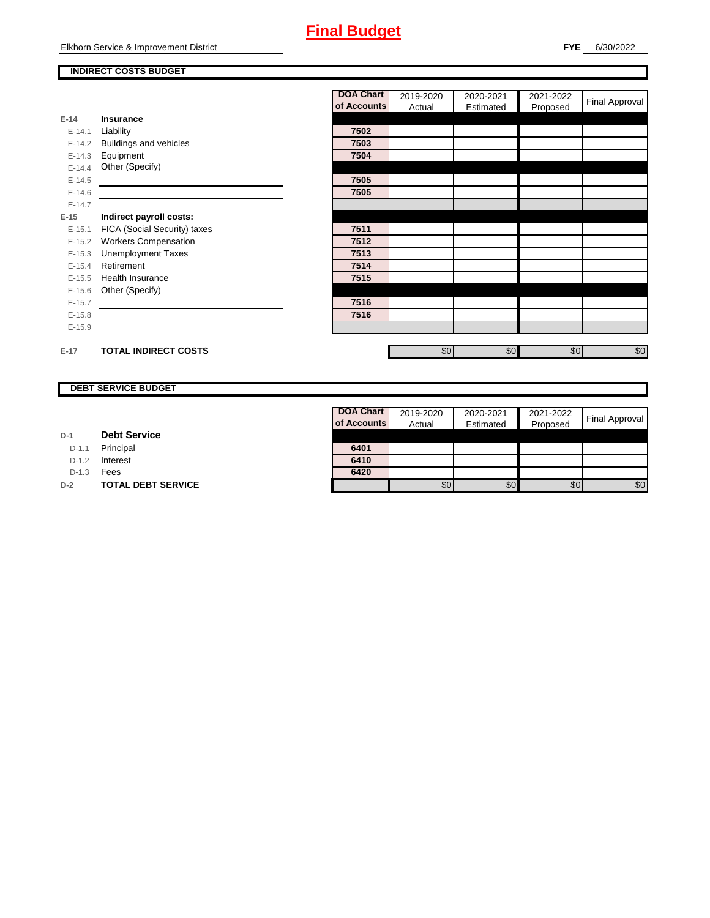# Final Budget

Elkhorn Service & Improvement District

**FYE** 6/30/2022

## INDIRECT COSTS BUDGET

| | | DOA Chart of Accounts | 2019-2020 Actual | 2020-2021 Estimated | 2021-2022 Proposed | Final Approval |
|---|---|---|---|---|---|---|
| **E-14** | **Insurance** | | | | | |
| E-14.1 | Liability | 7502 | | | | |
| E-14.2 | Buildings and vehicles | 7503 | | | | |
| E-14.3 | Equipment | 7504 | | | | |
| E-14.4 | Other (Specify) | | | | | |
| E-14.5 | | 7505 | | | | |
| E-14.6 | | 7505 | | | | |
| E-14.7 | | | | | | |
| **E-15** | **Indirect payroll costs:** | | | | | |
| E-15.1 | FICA (Social Security) taxes | 7511 | | | | |
| E-15.2 | Workers Compensation | 7512 | | | | |
| E-15.3 | Unemployment Taxes | 7513 | | | | |
| E-15.4 | Retirement | 7514 | | | | |
| E-15.5 | Health Insurance | 7515 | | | | |
| E-15.6 | Other (Specify) | | | | | |
| E-15.7 | | 7516 | | | | |
| E-15.8 | | 7516 | | | | |
| E-15.9 | | | | | | |
| **E-17** | **TOTAL INDIRECT COSTS** | | $0 | $0 | $0 | $0 |

## DEBT SERVICE BUDGET

| | | DOA Chart of Accounts | 2019-2020 Actual | 2020-2021 Estimated | 2021-2022 Proposed | Final Approval |
|---|---|---|---|---|---|---|
| **D-1** | **Debt Service** | | | | | |
| D-1.1 | Principal | 6401 | | | | |
| D-1.2 | Interest | 6410 | | | | |
| D-1.3 | Fees | 6420 | | | | |
| **D-2** | **TOTAL DEBT SERVICE** | | $0 | $0 | $0 | $0 |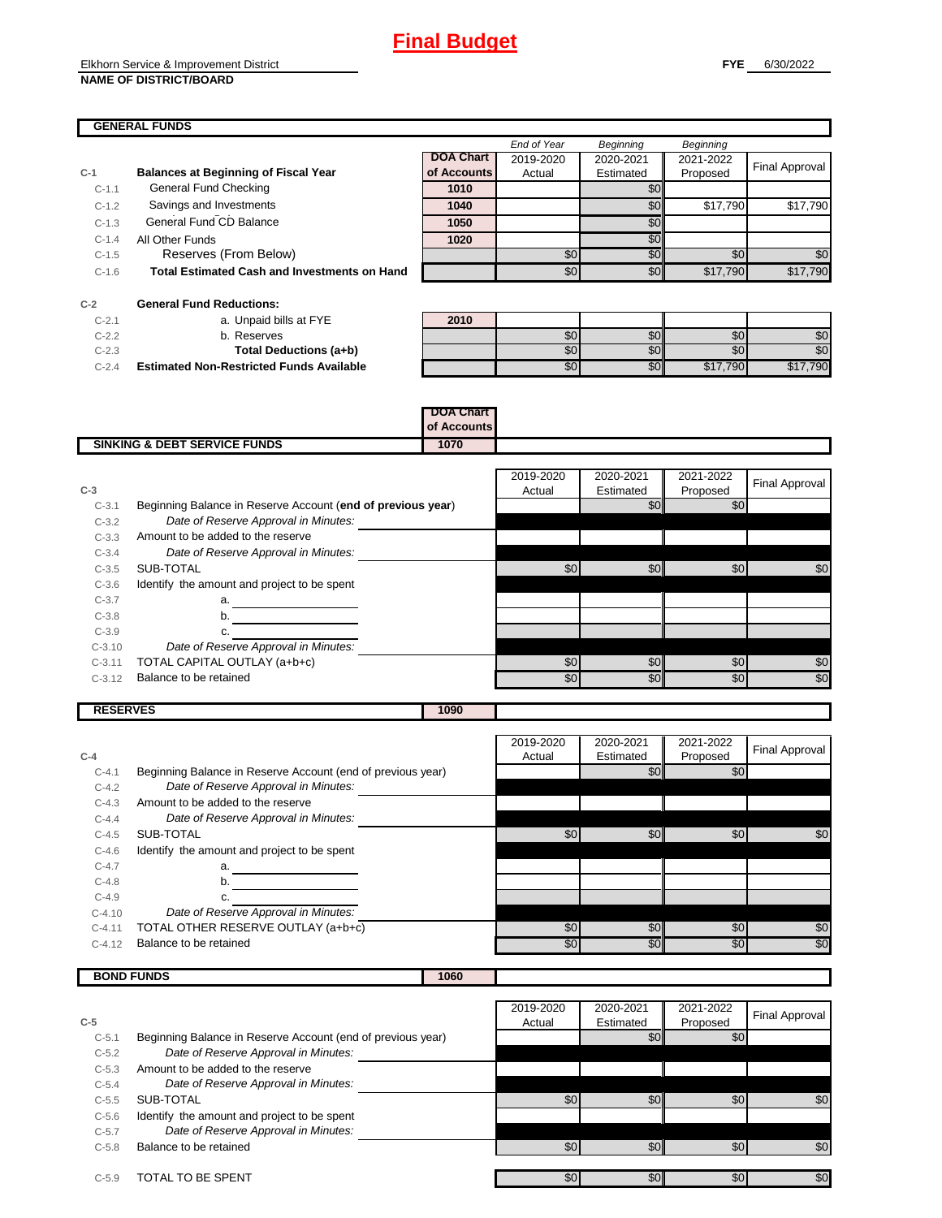# Final Budget

Elkhorn Service & Improvement District
**NAME OF DISTRICT/BOARD**

**FYE** 6/30/2022

**GENERAL FUNDS**

| | | DOA Chart of Accounts | *End of Year* 2019-2020 Actual | *Beginning* 2020-2021 Estimated | *Beginning* 2021-2022 Proposed | Final Approval |
|---|---|---|---|---|---|---|
| **C-1** | **Balances at Beginning of Fiscal Year** | | | | | |
| C-1.1 | General Fund Checking | **1010** | | $0 | | |
| C-1.2 | Savings and Investments | **1040** | | $0 | $17,790 | $17,790 |
| C-1.3 | General Fund CD Balance | **1050** | | $0 | | |
| C-1.4 | All Other Funds | **1020** | | $0 | | |
| C-1.5 | Reserves (From Below) | | $0 | $0 | $0 | $0 |
| C-1.6 | **Total Estimated Cash and Investments on Hand** | | $0 | $0 | $17,790 | $17,790 |
| **C-2** | **General Fund Reductions:** | | | | | |
| C-2.1 | a. Unpaid bills at FYE | **2010** | | | | |
| C-2.2 | b. Reserves | | $0 | $0 | $0 | $0 |
| C-2.3 | **Total Deductions (a+b)** | | $0 | $0 | $0 | $0 |
| C-2.4 | **Estimated Non-Restricted Funds Available** | | $0 | $0 | $17,790 | $17,790 |

**SINKING & DEBT SERVICE FUNDS** — DOA Chart of Accounts **1070**

| **C-3** | | 2019-2020 Actual | 2020-2021 Estimated | 2021-2022 Proposed | Final Approval |
|---|---|---|---|---|---|
| C-3.1 | Beginning Balance in Reserve Account (**end of previous year**) | | $0 | $0 | |
| C-3.2 | *Date of Reserve Approval in Minutes:* | | | | |
| C-3.3 | Amount to be added to the reserve | | | | |
| C-3.4 | *Date of Reserve Approval in Minutes:* | | | | |
| C-3.5 | SUB-TOTAL | $0 | $0 | $0 | $0 |
| C-3.6 | Identify the amount and project to be spent | | | | |
| C-3.7 | a. | | | | |
| C-3.8 | b. | | | | |
| C-3.9 | c. | | | | |
| C-3.10 | *Date of Reserve Approval in Minutes:* | | | | |
| C-3.11 | TOTAL CAPITAL OUTLAY (a+b+c) | $0 | $0 | $0 | $0 |
| C-3.12 | Balance to be retained | $0 | $0 | $0 | $0 |

**RESERVES** — **1090**

| **C-4** | | 2019-2020 Actual | 2020-2021 Estimated | 2021-2022 Proposed | Final Approval |
|---|---|---|---|---|---|
| C-4.1 | Beginning Balance in Reserve Account (end of previous year) | | $0 | $0 | |
| C-4.2 | *Date of Reserve Approval in Minutes:* | | | | |
| C-4.3 | Amount to be added to the reserve | | | | |
| C-4.4 | *Date of Reserve Approval in Minutes:* | | | | |
| C-4.5 | SUB-TOTAL | $0 | $0 | $0 | $0 |
| C-4.6 | Identify the amount and project to be spent | | | | |
| C-4.7 | a. | | | | |
| C-4.8 | b. | | | | |
| C-4.9 | c. | | | | |
| C-4.10 | *Date of Reserve Approval in Minutes:* | | | | |
| C-4.11 | TOTAL OTHER RESERVE OUTLAY (a+b+c) | $0 | $0 | $0 | $0 |
| C-4.12 | Balance to be retained | $0 | $0 | $0 | $0 |

**BOND FUNDS** — **1060**

| **C-5** | | 2019-2020 Actual | 2020-2021 Estimated | 2021-2022 Proposed | Final Approval |
|---|---|---|---|---|---|
| C-5.1 | Beginning Balance in Reserve Account (end of previous year) | | $0 | $0 | |
| C-5.2 | *Date of Reserve Approval in Minutes:* | | | | |
| C-5.3 | Amount to be added to the reserve | | | | |
| C-5.4 | *Date of Reserve Approval in Minutes:* | | | | |
| C-5.5 | SUB-TOTAL | $0 | $0 | $0 | $0 |
| C-5.6 | Identify the amount and project to be spent | | | | |
| C-5.7 | *Date of Reserve Approval in Minutes:* | | | | |
| C-5.8 | Balance to be retained | $0 | $0 | $0 | $0 |
| C-5.9 | TOTAL TO BE SPENT | $0 | $0 | $0 | $0 |